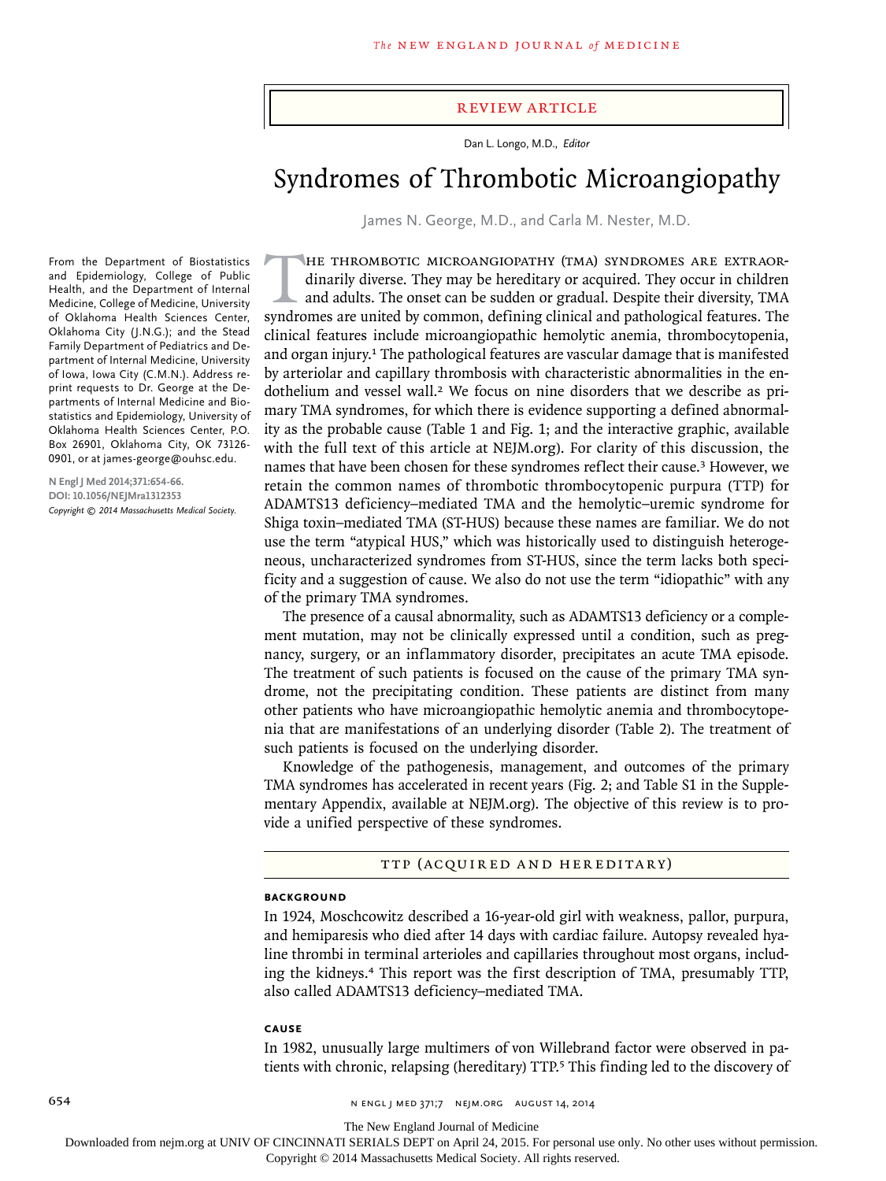REVIEW ARTICLE

Dan L. Longo, M.D., *Editor*

# Syndromes of Thrombotic Microangiopathy

James N. George, M.D., and Carla M. Nester, M.D.

From the Department of Biostatistics and Epidemiology, College of Public Health, and the Department of Internal Medicine, College of Medicine, University of Oklahoma Health Sciences Center, Oklahoma City (J.N.G.); and the Stead Family Department of Pediatrics and Department of Internal Medicine, University of Iowa, Iowa City (C.M.N.). Address reprint requests to Dr. George at the Departments of Internal Medicine and Biostatistics and Epidemiology, University of Oklahoma Health Sciences Center, P.O. Box 26901, Oklahoma City, OK 73126-0901, or at james-george@ouhsc.edu.

**N Engl J Med 2014;371:654-66.**
**DOI: 10.1056/NEJMra1312353**
*Copyright © 2014 Massachusetts Medical Society.*

The thrombotic microangiopathy (TMA) syndromes are extraordinarily diverse. They may be hereditary or acquired. They occur in children and adults. The onset can be sudden or gradual. Despite their diversity, TMA syndromes are united by common, defining clinical and pathological features. The clinical features include microangiopathic hemolytic anemia, thrombocytopenia, and organ injury.[1] The pathological features are vascular damage that is manifested by arteriolar and capillary thrombosis with characteristic abnormalities in the endothelium and vessel wall.[2] We focus on nine disorders that we describe as primary TMA syndromes, for which there is evidence supporting a defined abnormality as the probable cause (Table 1 and Fig. 1; and the interactive graphic, available with the full text of this article at NEJM.org). For clarity of this discussion, the names that have been chosen for these syndromes reflect their cause.[3] However, we retain the common names of thrombotic thrombocytopenic purpura (TTP) for ADAMTS13 deficiency–mediated TMA and the hemolytic–uremic syndrome for Shiga toxin–mediated TMA (ST-HUS) because these names are familiar. We do not use the term "atypical HUS," which was historically used to distinguish heterogeneous, uncharacterized syndromes from ST-HUS, since the term lacks both specificity and a suggestion of cause. We also do not use the term "idiopathic" with any of the primary TMA syndromes.

The presence of a causal abnormality, such as ADAMTS13 deficiency or a complement mutation, may not be clinically expressed until a condition, such as pregnancy, surgery, or an inflammatory disorder, precipitates an acute TMA episode. The treatment of such patients is focused on the cause of the primary TMA syndrome, not the precipitating condition. These patients are distinct from many other patients who have microangiopathic hemolytic anemia and thrombocytopenia that are manifestations of an underlying disorder (Table 2). The treatment of such patients is focused on the underlying disorder.

Knowledge of the pathogenesis, management, and outcomes of the primary TMA syndromes has accelerated in recent years (Fig. 2; and Table S1 in the Supplementary Appendix, available at NEJM.org). The objective of this review is to provide a unified perspective of these syndromes.

## TTP (Acquired and Hereditary)

### Background

In 1924, Moschcowitz described a 16-year-old girl with weakness, pallor, purpura, and hemiparesis who died after 14 days with cardiac failure. Autopsy revealed hyaline thrombi in terminal arterioles and capillaries throughout most organs, including the kidneys.[4] This report was the first description of TMA, presumably TTP, also called ADAMTS13 deficiency–mediated TMA.

### Cause

In 1982, unusually large multimers of von Willebrand factor were observed in patients with chronic, relapsing (hereditary) TTP.[5] This finding led to the discovery of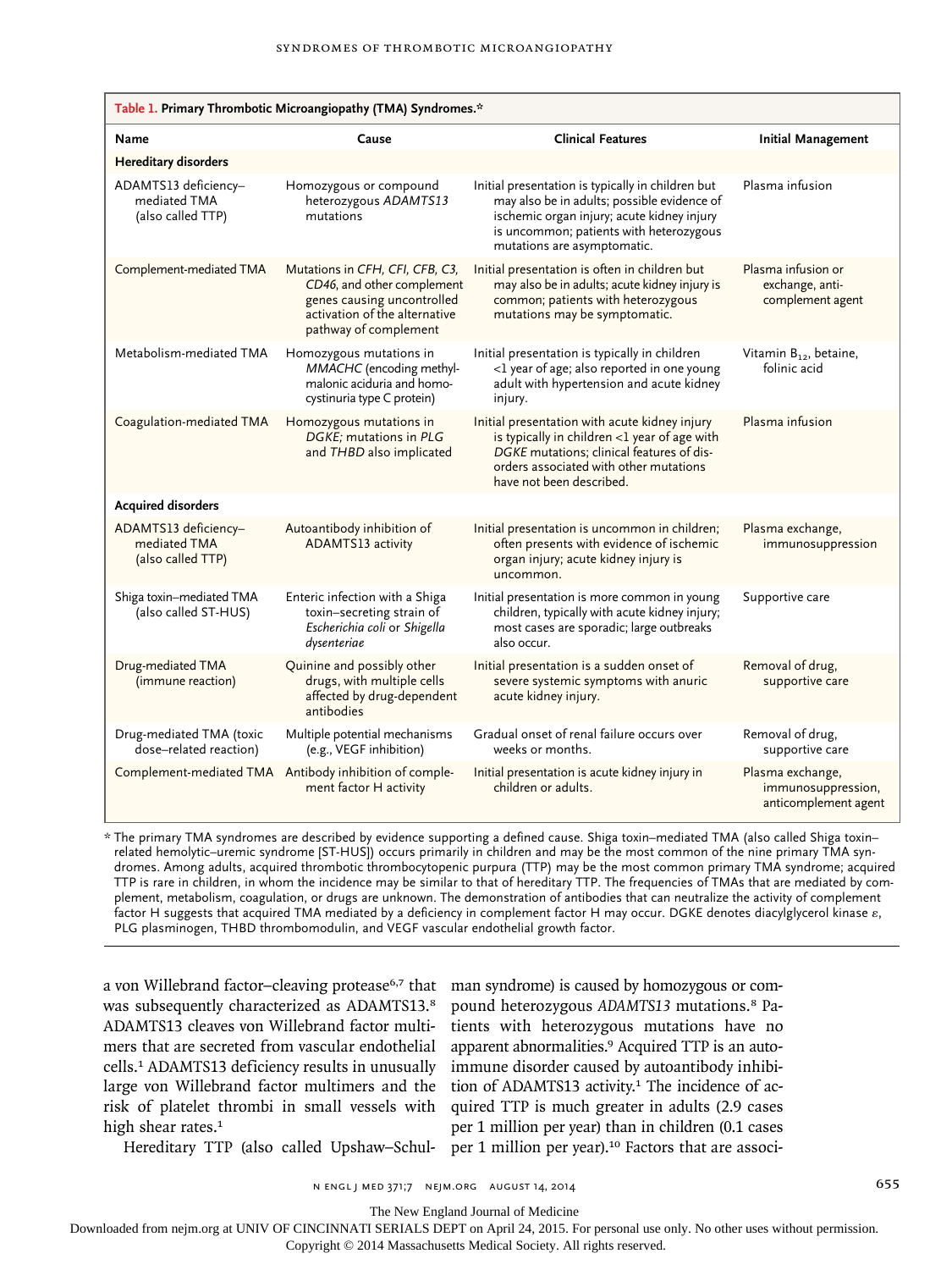**Table 1. Primary Thrombotic Microangiopathy (TMA) Syndromes.***

| Name | Cause | Clinical Features | Initial Management |
|---|---|---|---|
| **Hereditary disorders** | | | |
| ADAMTS13 deficiency–mediated TMA (also called TTP) | Homozygous or compound heterozygous *ADAMTS13* mutations | Initial presentation is typically in children but may also be in adults; possible evidence of ischemic organ injury; acute kidney injury is uncommon; patients with heterozygous mutations are asymptomatic. | Plasma infusion |
| Complement-mediated TMA | Mutations in *CFH, CFI, CFB, C3, CD46*, and other complement genes causing uncontrolled activation of the alternative pathway of complement | Initial presentation is often in children but may also be in adults; acute kidney injury is common; patients with heterozygous mutations may be symptomatic. | Plasma infusion or exchange, anti-complement agent |
| Metabolism-mediated TMA | Homozygous mutations in *MMACHC* (encoding methylmalonic aciduria and homocystinuria type C protein) | Initial presentation is typically in children <1 year of age; also reported in one young adult with hypertension and acute kidney injury. | Vitamin $B_{12}$, betaine, folinic acid |
| Coagulation-mediated TMA | Homozygous mutations in *DGKE;* mutations in *PLG* and *THBD* also implicated | Initial presentation with acute kidney injury is typically in children <1 year of age with *DGKE* mutations; clinical features of disorders associated with other mutations have not been described. | Plasma infusion |
| **Acquired disorders** | | | |
| ADAMTS13 deficiency–mediated TMA (also called TTP) | Autoantibody inhibition of ADAMTS13 activity | Initial presentation is uncommon in children; often presents with evidence of ischemic organ injury; acute kidney injury is uncommon. | Plasma exchange, immunosuppression |
| Shiga toxin–mediated TMA (also called ST-HUS) | Enteric infection with a Shiga toxin–secreting strain of *Escherichia coli* or *Shigella dysenteriae* | Initial presentation is more common in young children, typically with acute kidney injury; most cases are sporadic; large outbreaks also occur. | Supportive care |
| Drug-mediated TMA (immune reaction) | Quinine and possibly other drugs, with multiple cells affected by drug-dependent antibodies | Initial presentation is a sudden onset of severe systemic symptoms with anuric acute kidney injury. | Removal of drug, supportive care |
| Drug-mediated TMA (toxic dose–related reaction) | Multiple potential mechanisms (e.g., VEGF inhibition) | Gradual onset of renal failure occurs over weeks or months. | Removal of drug, supportive care |
| Complement-mediated TMA | Antibody inhibition of complement factor H activity | Initial presentation is acute kidney injury in children or adults. | Plasma exchange, immunosuppression, anticomplement agent |

\* The primary TMA syndromes are described by evidence supporting a defined cause. Shiga toxin–mediated TMA (also called Shiga toxin–related hemolytic–uremic syndrome [ST-HUS]) occurs primarily in children and may be the most common of the nine primary TMA syndromes. Among adults, acquired thrombotic thrombocytopenic purpura (TTP) may be the most common primary TMA syndrome; acquired TTP is rare in children, in whom the incidence may be similar to that of hereditary TTP. The frequencies of TMAs that are mediated by complement, metabolism, coagulation, or drugs are unknown. The demonstration of antibodies that can neutralize the activity of complement factor H suggests that acquired TMA mediated by a deficiency in complement factor H may occur. DGKE denotes diacylglycerol kinase ε, PLG plasminogen, THBD thrombomodulin, and VEGF vascular endothelial growth factor.

a von Willebrand factor–cleaving protease[6,7] that was subsequently characterized as ADAMTS13.[8] ADAMTS13 cleaves von Willebrand factor multimers that are secreted from vascular endothelial cells.[1] ADAMTS13 deficiency results in unusually large von Willebrand factor multimers and the risk of platelet thrombi in small vessels with high shear rates.[1]

Hereditary TTP (also called Upshaw–Schulman syndrome) is caused by homozygous or compound heterozygous *ADAMTS13* mutations.[8] Patients with heterozygous mutations have no apparent abnormalities.[9] Acquired TTP is an autoimmune disorder caused by autoantibody inhibition of ADAMTS13 activity.[1] The incidence of acquired TTP is much greater in adults (2.9 cases per 1 million per year) than in children (0.1 cases per 1 million per year).[10] Factors that are associ-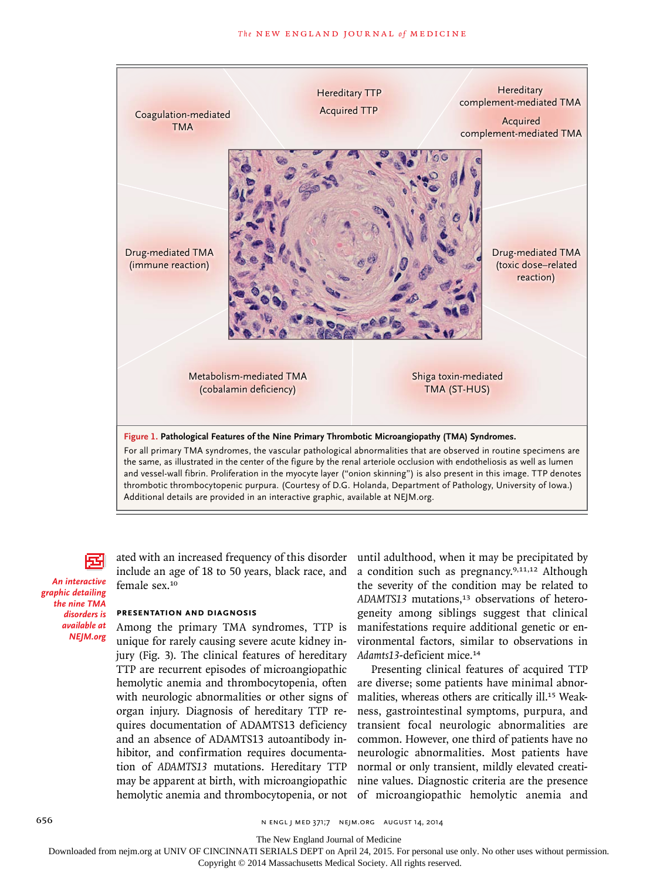Coagulation-mediated TMA

Hereditary TTP

Acquired TTP

Hereditary complement-mediated TMA

Acquired complement-mediated TMA

Drug-mediated TMA (immune reaction)

Drug-mediated TMA (toxic dose–related reaction)

Metabolism-mediated TMA (cobalamin deficiency)

Shiga toxin–mediated TMA (ST-HUS)

**Figure 1. Pathological Features of the Nine Primary Thrombotic Microangiopathy (TMA) Syndromes.**

For all primary TMA syndromes, the vascular pathological abnormalities that are observed in routine specimens are the same, as illustrated in the center of the figure by the renal arteriole occlusion with endotheliosis as well as lumen and vessel-wall fibrin. Proliferation in the myocyte layer ("onion skinning") is also present in this image. TTP denotes thrombotic thrombocytopenic purpura. (Courtesy of D.G. Holanda, Department of Pathology, University of Iowa.) Additional details are provided in an interactive graphic, available at NEJM.org.

*An interactive graphic detailing the nine TMA disorders is available at NEJM.org*

ated with an increased frequency of this disorder include an age of 18 to 50 years, black race, and female sex.[10]

### PRESENTATION AND DIAGNOSIS

Among the primary TMA syndromes, TTP is unique for rarely causing severe acute kidney injury (Fig. 3). The clinical features of hereditary TTP are recurrent episodes of microangiopathic hemolytic anemia and thrombocytopenia, often with neurologic abnormalities or other signs of organ injury. Diagnosis of hereditary TTP requires documentation of ADAMTS13 deficiency and an absence of ADAMTS13 autoantibody inhibitor, and confirmation requires documentation of *ADAMTS13* mutations. Hereditary TTP may be apparent at birth, with microangiopathic hemolytic anemia and thrombocytopenia, or not until adulthood, when it may be precipitated by a condition such as pregnancy.[9,11,12] Although the severity of the condition may be related to *ADAMTS13* mutations,[13] observations of heterogeneity among siblings suggest that clinical manifestations require additional genetic or environmental factors, similar to observations in *Adamts13*-deficient mice.[14]

Presenting clinical features of acquired TTP are diverse; some patients have minimal abnormalities, whereas others are critically ill.[15] Weakness, gastrointestinal symptoms, purpura, and transient focal neurologic abnormalities are common. However, one third of patients have no neurologic abnormalities. Most patients have normal or only transient, mildly elevated creatinine values. Diagnostic criteria are the presence of microangiopathic hemolytic anemia and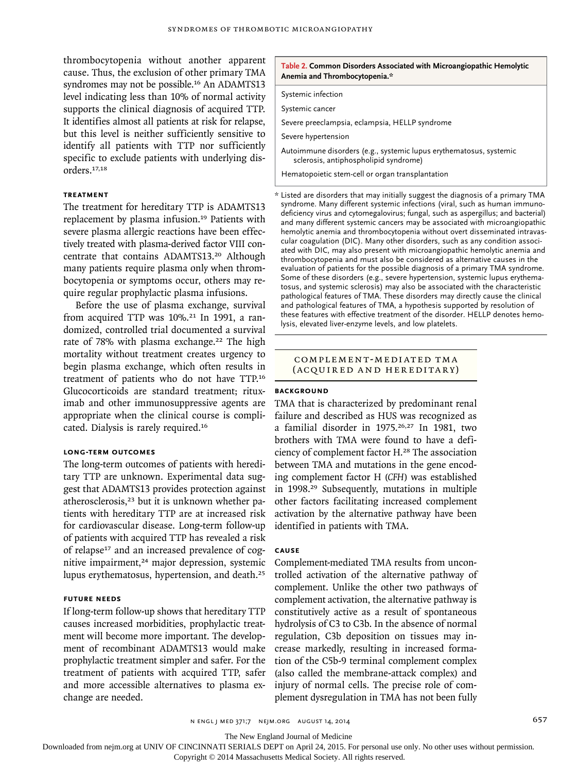thrombocytopenia without another apparent cause. Thus, the exclusion of other primary TMA syndromes may not be possible.[16] An ADAMTS13 level indicating less than 10% of normal activity supports the clinical diagnosis of acquired TTP. It identifies almost all patients at risk for relapse, but this level is neither sufficiently sensitive to identify all patients with TTP nor sufficiently specific to exclude patients with underlying disorders.[17,18]

### Treatment

The treatment for hereditary TTP is ADAMTS13 replacement by plasma infusion.[19] Patients with severe plasma allergic reactions have been effectively treated with plasma-derived factor VIII concentrate that contains ADAMTS13.[20] Although many patients require plasma only when thrombocytopenia or symptoms occur, others may require regular prophylactic plasma infusions.

Before the use of plasma exchange, survival from acquired TTP was 10%.[21] In 1991, a randomized, controlled trial documented a survival rate of 78% with plasma exchange.[22] The high mortality without treatment creates urgency to begin plasma exchange, which often results in treatment of patients who do not have TTP.[16] Glucocorticoids are standard treatment; rituximab and other immunosuppressive agents are appropriate when the clinical course is complicated. Dialysis is rarely required.[16]

### Long-Term Outcomes

The long-term outcomes of patients with hereditary TTP are unknown. Experimental data suggest that ADAMTS13 provides protection against atherosclerosis,[23] but it is unknown whether patients with hereditary TTP are at increased risk for cardiovascular disease. Long-term follow-up of patients with acquired TTP has revealed a risk of relapse[17] and an increased prevalence of cognitive impairment,[24] major depression, systemic lupus erythematosus, hypertension, and death.[25]

### Future Needs

If long-term follow-up shows that hereditary TTP causes increased morbidities, prophylactic treatment will become more important. The development of recombinant ADAMTS13 would make prophylactic treatment simpler and safer. For the treatment of patients with acquired TTP, safer and more accessible alternatives to plasma exchange are needed.

**Table 2. Common Disorders Associated with Microangiopathic Hemolytic Anemia and Thrombocytopenia.***

| |
|---|
| Systemic infection |
| Systemic cancer |
| Severe preeclampsia, eclampsia, HELLP syndrome |
| Severe hypertension |
| Autoimmune disorders (e.g., systemic lupus erythematosus, systemic sclerosis, antiphospholipid syndrome) |
| Hematopoietic stem-cell or organ transplantation |

\* Listed are disorders that may initially suggest the diagnosis of a primary TMA syndrome. Many different systemic infections (viral, such as human immunodeficiency virus and cytomegalovirus; fungal, such as aspergillus; and bacterial) and many different systemic cancers may be associated with microangiopathic hemolytic anemia and thrombocytopenia without overt disseminated intravascular coagulation (DIC). Many other disorders, such as any condition associated with DIC, may also present with microangiopathic hemolytic anemia and thrombocytopenia and must also be considered as alternative causes in the evaluation of patients for the possible diagnosis of a primary TMA syndrome. Some of these disorders (e.g., severe hypertension, systemic lupus erythematosus, and systemic sclerosis) may also be associated with the characteristic pathological features of TMA. These disorders may directly cause the clinical and pathological features of TMA, a hypothesis supported by resolution of these features with effective treatment of the disorder. HELLP denotes hemolysis, elevated liver-enzyme levels, and low platelets.

## Complement-Mediated TMA (Acquired and Hereditary)

### Background

TMA that is characterized by predominant renal failure and described as HUS was recognized as a familial disorder in 1975.[26,27] In 1981, two brothers with TMA were found to have a deficiency of complement factor H.[28] The association between TMA and mutations in the gene encoding complement factor H (*CFH*) was established in 1998.[29] Subsequently, mutations in multiple other factors facilitating increased complement activation by the alternative pathway have been identified in patients with TMA.

### Cause

Complement-mediated TMA results from uncontrolled activation of the alternative pathway of complement. Unlike the other two pathways of complement activation, the alternative pathway is constitutively active as a result of spontaneous hydrolysis of C3 to C3b. In the absence of normal regulation, C3b deposition on tissues may increase markedly, resulting in increased formation of the C5b-9 terminal complement complex (also called the membrane-attack complex) and injury of normal cells. The precise role of complement dysregulation in TMA has not been fully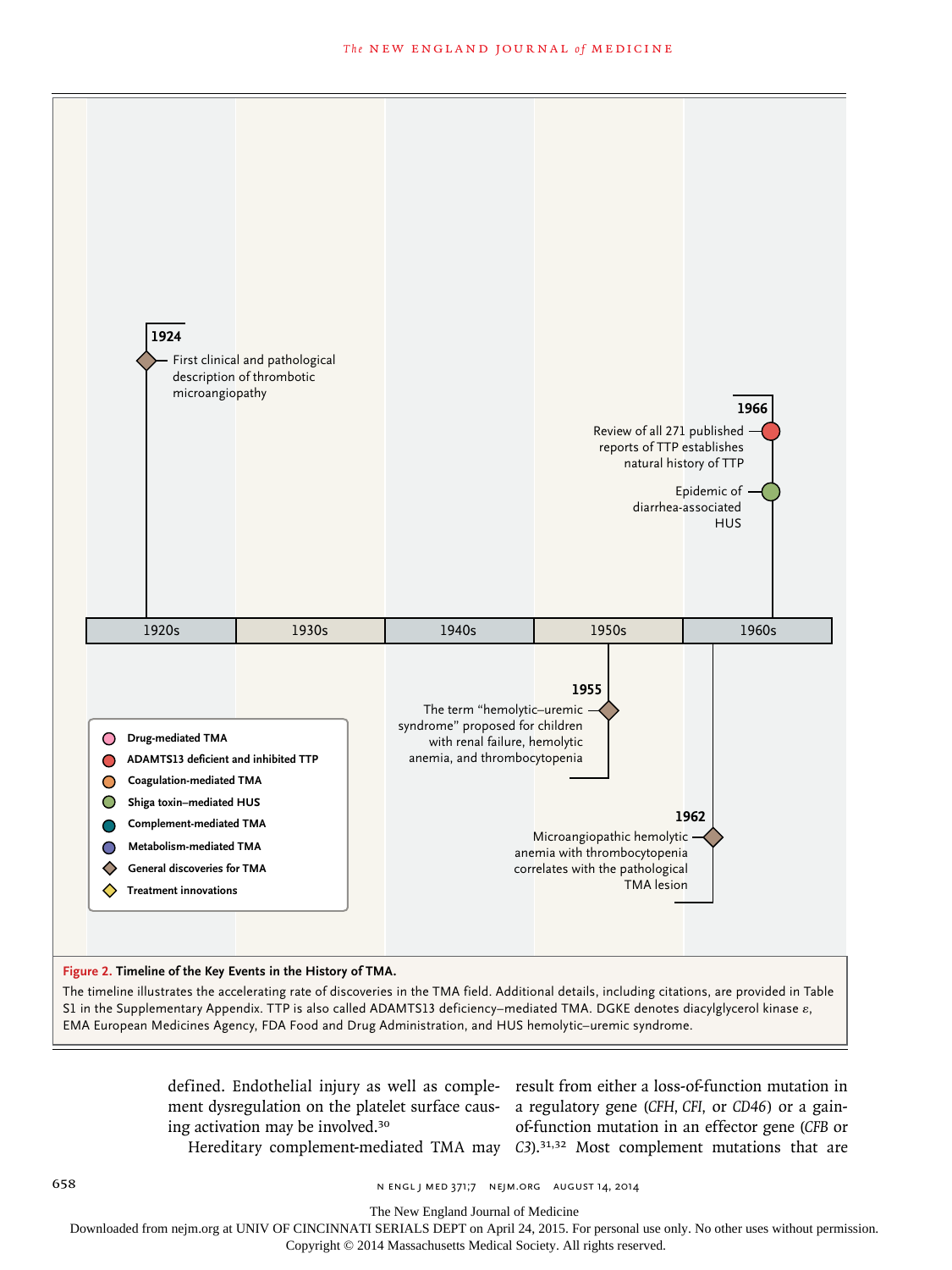1924
First clinical and pathological description of thrombotic microangiopathy

1955
The term "hemolytic–uremic syndrome" proposed for children with renal failure, hemolytic anemia, and thrombocytopenia

1962
Microangiopathic hemolytic anemia with thrombocytopenia correlates with the pathological TMA lesion

1966
Review of all 271 published reports of TTP establishes natural history of TTP

Epidemic of diarrhea-associated HUS

1920s | 1930s | 1940s | 1950s | 1960s

- Drug-mediated TMA
- ADAMTS13 deficient and inhibited TTP
- Coagulation-mediated TMA
- Shiga toxin–mediated HUS
- Complement-mediated TMA
- Metabolism-mediated TMA
- General discoveries for TMA
- Treatment innovations

**Figure 2. Timeline of the Key Events in the History of TMA.**

The timeline illustrates the accelerating rate of discoveries in the TMA field. Additional details, including citations, are provided in Table S1 in the Supplementary Appendix. TTP is also called ADAMTS13 deficiency–mediated TMA. DGKE denotes diacylglycerol kinase ε, EMA European Medicines Agency, FDA Food and Drug Administration, and HUS hemolytic–uremic syndrome.

defined. Endothelial injury as well as complement dysregulation on the platelet surface causing activation may be involved.[30]

Hereditary complement-mediated TMA may result from either a loss-of-function mutation in a regulatory gene (*CFH*, *CFI*, or *CD46*) or a gain-of-function mutation in an effector gene (*CFB* or *C3*).[31,32] Most complement mutations that are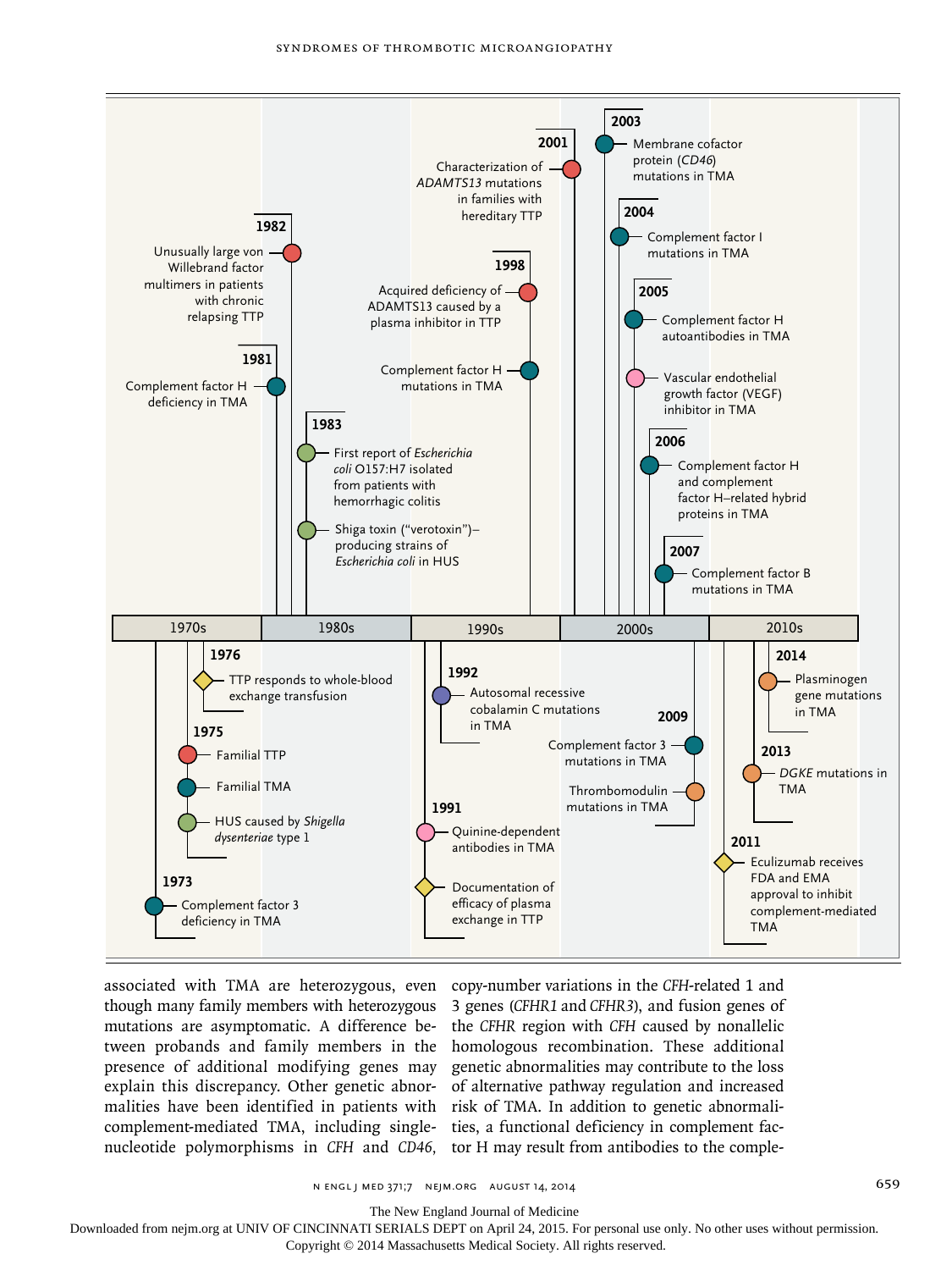1970s | 1980s | 1990s | 2000s | 2010s

**1973** — Complement factor 3 deficiency in TMA

**1975** — Familial TTP; Familial TMA; HUS caused by *Shigella dysenteriae* type 1

**1976** — TTP responds to whole-blood exchange transfusion

**1981** — Complement factor H deficiency in TMA

**1982** — Unusually large von Willebrand factor multimers in patients with chronic relapsing TTP

**1983** — First report of *Escherichia coli* O157:H7 isolated from patients with hemorrhagic colitis; Shiga toxin ("verotoxin")–producing strains of *Escherichia coli* in HUS

**1991** — Quinine-dependent antibodies in TMA; Documentation of efficacy of plasma exchange in TTP

**1992** — Autosomal recessive cobalamin C mutations in TMA

**1998** — Acquired deficiency of ADAMTS13 caused by a plasma inhibitor in TTP; Complement factor H mutations in TMA

**2001** — Characterization of *ADAMTS13* mutations in families with hereditary TTP

**2003** — Membrane cofactor protein (*CD46*) mutations in TMA

**2004** — Complement factor I mutations in TMA

**2005** — Complement factor H autoantibodies in TMA; Vascular endothelial growth factor (VEGF) inhibitor in TMA

**2006** — Complement factor H and complement factor H–related hybrid proteins in TMA

**2007** — Complement factor B mutations in TMA

**2009** — Complement factor 3 mutations in TMA; Thrombomodulin mutations in TMA

**2011** — Eculizumab receives FDA and EMA approval to inhibit complement-mediated TMA

**2013** — *DGKE* mutations in TMA

**2014** — Plasminogen gene mutations in TMA

associated with TMA are heterozygous, even though many family members with heterozygous mutations are asymptomatic. A difference between probands and family members in the presence of additional modifying genes may explain this discrepancy. Other genetic abnormalities have been identified in patients with complement-mediated TMA, including single-nucleotide polymorphisms in *CFH* and *CD46*, copy-number variations in the *CFH*-related 1 and 3 genes (*CFHR1* and *CFHR3*), and fusion genes of the *CFHR* region with *CFH* caused by nonallelic homologous recombination. These additional genetic abnormalities may contribute to the loss of alternative pathway regulation and increased risk of TMA. In addition to genetic abnormalities, a functional deficiency in complement factor H may result from antibodies to the comple-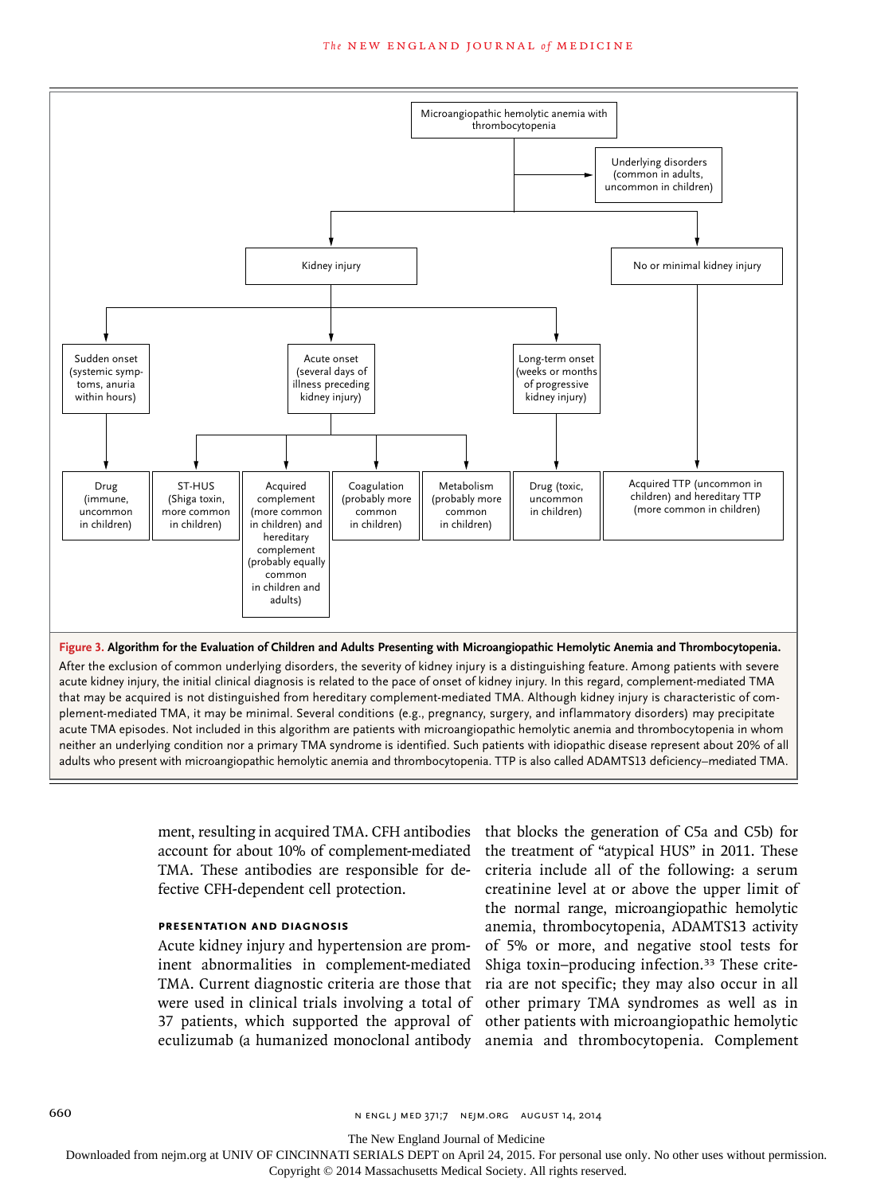Microangiopathic hemolytic anemia with thrombocytopenia

Underlying disorders (common in adults, uncommon in children)

Kidney injury

No or minimal kidney injury

Sudden onset (systemic symptoms, anuria within hours)

Acute onset (several days of illness preceding kidney injury)

Long-term onset (weeks or months of progressive kidney injury)

Drug (immune, uncommon in children)

ST-HUS (Shiga toxin, more common in children)

Acquired complement (more common in children) and hereditary complement (probably equally common in children and adults)

Coagulation (probably more common in children)

Metabolism (probably more common in children)

Drug (toxic, uncommon in children)

Acquired TTP (uncommon in children) and hereditary TTP (more common in children)

**Figure 3. Algorithm for the Evaluation of Children and Adults Presenting with Microangiopathic Hemolytic Anemia and Thrombocytopenia.**

After the exclusion of common underlying disorders, the severity of kidney injury is a distinguishing feature. Among patients with severe acute kidney injury, the initial clinical diagnosis is related to the pace of onset of kidney injury. In this regard, complement-mediated TMA that may be acquired is not distinguished from hereditary complement-mediated TMA. Although kidney injury is characteristic of complement-mediated TMA, it may be minimal. Several conditions (e.g., pregnancy, surgery, and inflammatory disorders) may precipitate acute TMA episodes. Not included in this algorithm are patients with microangiopathic hemolytic anemia and thrombocytopenia in whom neither an underlying condition nor a primary TMA syndrome is identified. Such patients with idiopathic disease represent about 20% of all adults who present with microangiopathic hemolytic anemia and thrombocytopenia. TTP is also called ADAMTS13 deficiency–mediated TMA.

ment, resulting in acquired TMA. CFH antibodies account for about 10% of complement-mediated TMA. These antibodies are responsible for defective CFH-dependent cell protection.

### PRESENTATION AND DIAGNOSIS

Acute kidney injury and hypertension are prominent abnormalities in complement-mediated TMA. Current diagnostic criteria are those that were used in clinical trials involving a total of 37 patients, which supported the approval of eculizumab (a humanized monoclonal antibody that blocks the generation of C5a and C5b) for the treatment of "atypical HUS" in 2011. These criteria include all of the following: a serum creatinine level at or above the upper limit of the normal range, microangiopathic hemolytic anemia, thrombocytopenia, ADAMTS13 activity of 5% or more, and negative stool tests for Shiga toxin–producing infection.[33] These criteria are not specific; they may also occur in all other primary TMA syndromes as well as in other patients with microangiopathic hemolytic anemia and thrombocytopenia. Complement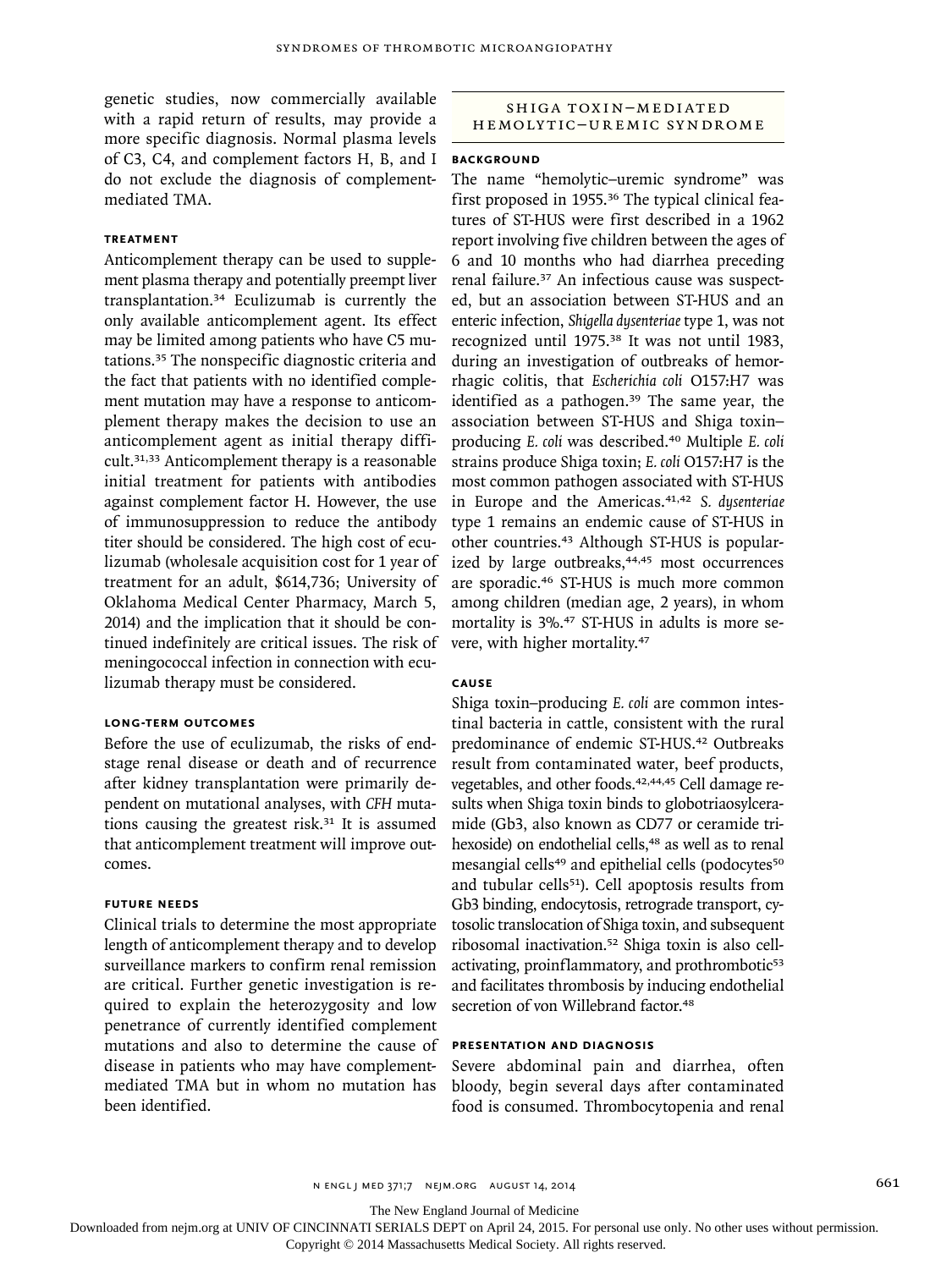genetic studies, now commercially available with a rapid return of results, may provide a more specific diagnosis. Normal plasma levels of C3, C4, and complement factors H, B, and I do not exclude the diagnosis of complement-mediated TMA.

### Treatment

Anticomplement therapy can be used to supplement plasma therapy and potentially preempt liver transplantation.[34] Eculizumab is currently the only available anticomplement agent. Its effect may be limited among patients who have C5 mutations.[35] The nonspecific diagnostic criteria and the fact that patients with no identified complement mutation may have a response to anticomplement therapy makes the decision to use an anticomplement agent as initial therapy difficult.[31,33] Anticomplement therapy is a reasonable initial treatment for patients with antibodies against complement factor H. However, the use of immunosuppression to reduce the antibody titer should be considered. The high cost of eculizumab (wholesale acquisition cost for 1 year of treatment for an adult, \$614,736; University of Oklahoma Medical Center Pharmacy, March 5, 2014) and the implication that it should be continued indefinitely are critical issues. The risk of meningococcal infection in connection with eculizumab therapy must be considered.

### Long-Term Outcomes

Before the use of eculizumab, the risks of end-stage renal disease or death and of recurrence after kidney transplantation were primarily dependent on mutational analyses, with *CFH* mutations causing the greatest risk.[31] It is assumed that anticomplement treatment will improve outcomes.

### Future Needs

Clinical trials to determine the most appropriate length of anticomplement therapy and to develop surveillance markers to confirm renal remission are critical. Further genetic investigation is required to explain the heterozygosity and low penetrance of currently identified complement mutations and also to determine the cause of disease in patients who may have complement-mediated TMA but in whom no mutation has been identified.

## Shiga Toxin–Mediated Hemolytic–Uremic Syndrome

### Background

The name "hemolytic–uremic syndrome" was first proposed in 1955.[36] The typical clinical features of ST-HUS were first described in a 1962 report involving five children between the ages of 6 and 10 months who had diarrhea preceding renal failure.[37] An infectious cause was suspected, but an association between ST-HUS and an enteric infection, *Shigella dysenteriae* type 1, was not recognized until 1975.[38] It was not until 1983, during an investigation of outbreaks of hemorrhagic colitis, that *Escherichia coli* O157:H7 was identified as a pathogen.[39] The same year, the association between ST-HUS and Shiga toxin–producing *E. coli* was described.[40] Multiple *E. coli* strains produce Shiga toxin; *E. coli* O157:H7 is the most common pathogen associated with ST-HUS in Europe and the Americas.[41,42] *S. dysenteriae* type 1 remains an endemic cause of ST-HUS in other countries.[43] Although ST-HUS is popularized by large outbreaks,[44,45] most occurrences are sporadic.[46] ST-HUS is much more common among children (median age, 2 years), in whom mortality is 3%.[47] ST-HUS in adults is more severe, with higher mortality.[47]

### Cause

Shiga toxin–producing *E. coli* are common intestinal bacteria in cattle, consistent with the rural predominance of endemic ST-HUS.[42] Outbreaks result from contaminated water, beef products, vegetables, and other foods.[42,44,45] Cell damage results when Shiga toxin binds to globotriaosylceramide (Gb3, also known as CD77 or ceramide trihexoside) on endothelial cells,[48] as well as to renal mesangial cells[49] and epithelial cells (podocytes[50] and tubular cells[51]). Cell apoptosis results from Gb3 binding, endocytosis, retrograde transport, cytosolic translocation of Shiga toxin, and subsequent ribosomal inactivation.[52] Shiga toxin is also cell-activating, proinflammatory, and prothrombotic[53] and facilitates thrombosis by inducing endothelial secretion of von Willebrand factor.[48]

### Presentation and Diagnosis

Severe abdominal pain and diarrhea, often bloody, begin several days after contaminated food is consumed. Thrombocytopenia and renal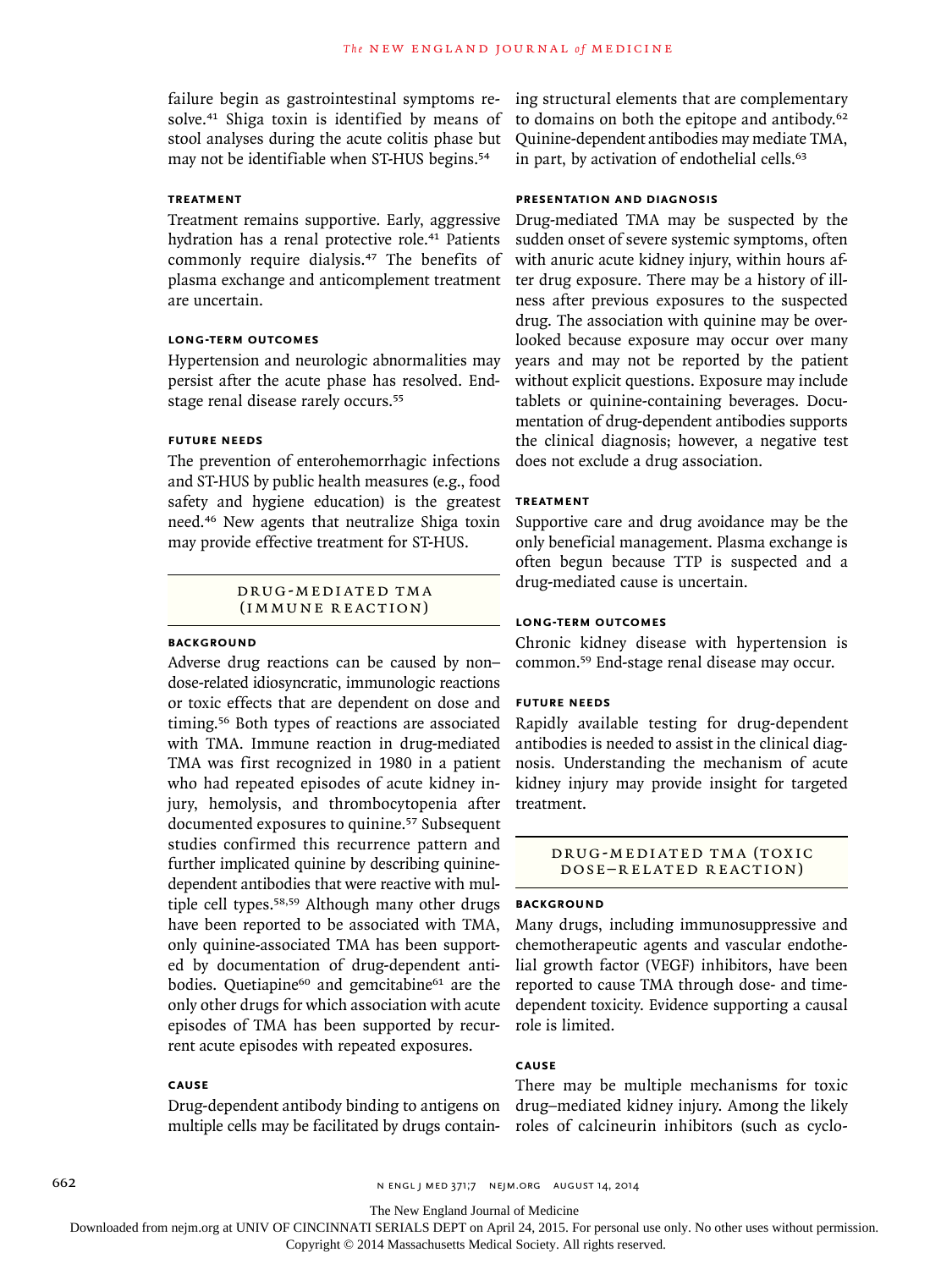failure begin as gastrointestinal symptoms resolve.[41] Shiga toxin is identified by means of stool analyses during the acute colitis phase but may not be identifiable when ST-HUS begins.[54]

### Treatment

Treatment remains supportive. Early, aggressive hydration has a renal protective role.[41] Patients commonly require dialysis.[47] The benefits of plasma exchange and anticomplement treatment are uncertain.

### Long-Term Outcomes

Hypertension and neurologic abnormalities may persist after the acute phase has resolved. End-stage renal disease rarely occurs.[55]

### Future Needs

The prevention of enterohemorrhagic infections and ST-HUS by public health measures (e.g., food safety and hygiene education) is the greatest need.[46] New agents that neutralize Shiga toxin may provide effective treatment for ST-HUS.

## Drug-Mediated TMA (Immune Reaction)

### Background

Adverse drug reactions can be caused by non–dose-related idiosyncratic, immunologic reactions or toxic effects that are dependent on dose and timing.[56] Both types of reactions are associated with TMA. Immune reaction in drug-mediated TMA was first recognized in 1980 in a patient who had repeated episodes of acute kidney injury, hemolysis, and thrombocytopenia after documented exposures to quinine.[57] Subsequent studies confirmed this recurrence pattern and further implicated quinine by describing quinine-dependent antibodies that were reactive with multiple cell types.[58,59] Although many other drugs have been reported to be associated with TMA, only quinine-associated TMA has been supported by documentation of drug-dependent antibodies. Quetiapine[60] and gemcitabine[61] are the only other drugs for which association with acute episodes of TMA has been supported by recurrent acute episodes with repeated exposures.

### Cause

Drug-dependent antibody binding to antigens on multiple cells may be facilitated by drugs containing structural elements that are complementary to domains on both the epitope and antibody.[62] Quinine-dependent antibodies may mediate TMA, in part, by activation of endothelial cells.[63]

### Presentation and Diagnosis

Drug-mediated TMA may be suspected by the sudden onset of severe systemic symptoms, often with anuric acute kidney injury, within hours after drug exposure. There may be a history of illness after previous exposures to the suspected drug. The association with quinine may be overlooked because exposure may occur over many years and may not be reported by the patient without explicit questions. Exposure may include tablets or quinine-containing beverages. Documentation of drug-dependent antibodies supports the clinical diagnosis; however, a negative test does not exclude a drug association.

### Treatment

Supportive care and drug avoidance may be the only beneficial management. Plasma exchange is often begun because TTP is suspected and a drug-mediated cause is uncertain.

### Long-Term Outcomes

Chronic kidney disease with hypertension is common.[59] End-stage renal disease may occur.

### Future Needs

Rapidly available testing for drug-dependent antibodies is needed to assist in the clinical diagnosis. Understanding the mechanism of acute kidney injury may provide insight for targeted treatment.

## Drug-Mediated TMA (Toxic Dose–Related Reaction)

### Background

Many drugs, including immunosuppressive and chemotherapeutic agents and vascular endothelial growth factor (VEGF) inhibitors, have been reported to cause TMA through dose- and time-dependent toxicity. Evidence supporting a causal role is limited.

### Cause

There may be multiple mechanisms for toxic drug–mediated kidney injury. Among the likely roles of calcineurin inhibitors (such as cyclo-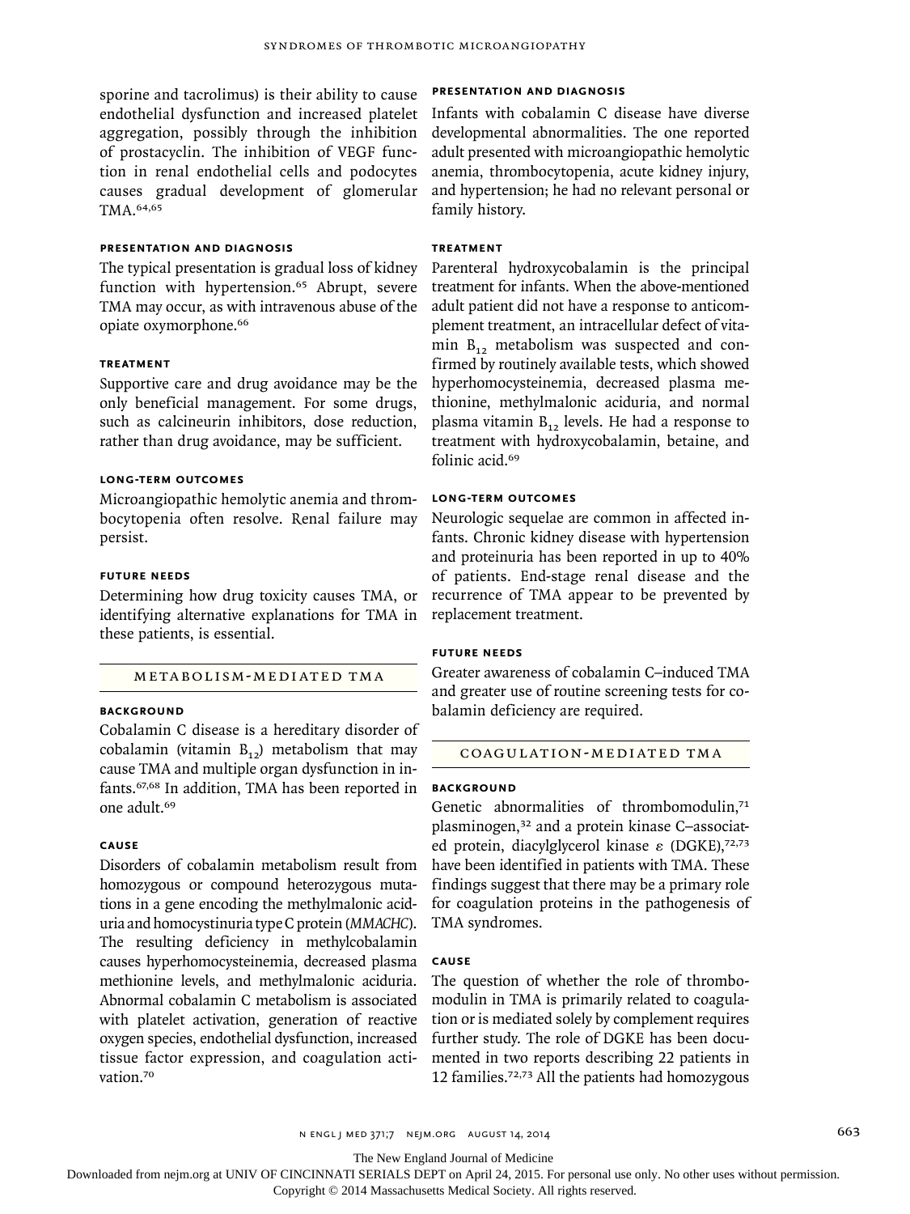sporine and tacrolimus) is their ability to cause endothelial dysfunction and increased platelet aggregation, possibly through the inhibition of prostacyclin. The inhibition of VEGF function in renal endothelial cells and podocytes causes gradual development of glomerular TMA.[64,65]

#### Presentation and Diagnosis

The typical presentation is gradual loss of kidney function with hypertension.[65] Abrupt, severe TMA may occur, as with intravenous abuse of the opiate oxymorphone.[66]

#### Treatment

Supportive care and drug avoidance may be the only beneficial management. For some drugs, such as calcineurin inhibitors, dose reduction, rather than drug avoidance, may be sufficient.

#### Long-Term Outcomes

Microangiopathic hemolytic anemia and thrombocytopenia often resolve. Renal failure may persist.

#### Future Needs

Determining how drug toxicity causes TMA, or identifying alternative explanations for TMA in these patients, is essential.

### Metabolism-Mediated TMA

#### Background

Cobalamin C disease is a hereditary disorder of cobalamin (vitamin $B_{12}$) metabolism that may cause TMA and multiple organ dysfunction in infants.[67,68] In addition, TMA has been reported in one adult.[69]

#### Cause

Disorders of cobalamin metabolism result from homozygous or compound heterozygous mutations in a gene encoding the methylmalonic aciduria and homocystinuria type C protein (*MMACHC*). The resulting deficiency in methylcobalamin causes hyperhomocysteinemia, decreased plasma methionine levels, and methylmalonic aciduria. Abnormal cobalamin C metabolism is associated with platelet activation, generation of reactive oxygen species, endothelial dysfunction, increased tissue factor expression, and coagulation activation.[70]

#### Presentation and Diagnosis

Infants with cobalamin C disease have diverse developmental abnormalities. The one reported adult presented with microangiopathic hemolytic anemia, thrombocytopenia, acute kidney injury, and hypertension; he had no relevant personal or family history.

#### Treatment

Parenteral hydroxycobalamin is the principal treatment for infants. When the above-mentioned adult patient did not have a response to anticomplement treatment, an intracellular defect of vitamin $B_{12}$ metabolism was suspected and confirmed by routinely available tests, which showed hyperhomocysteinemia, decreased plasma methionine, methylmalonic aciduria, and normal plasma vitamin $B_{12}$ levels. He had a response to treatment with hydroxycobalamin, betaine, and folinic acid.[69]

#### Long-Term Outcomes

Neurologic sequelae are common in affected infants. Chronic kidney disease with hypertension and proteinuria has been reported in up to 40% of patients. End-stage renal disease and the recurrence of TMA appear to be prevented by replacement treatment.

#### Future Needs

Greater awareness of cobalamin C–induced TMA and greater use of routine screening tests for cobalamin deficiency are required.

### Coagulation-Mediated TMA

#### Background

Genetic abnormalities of thrombomodulin,[71] plasminogen,[32] and a protein kinase C–associated protein, diacylglycerol kinase $\varepsilon$ (DGKE),[72,73] have been identified in patients with TMA. These findings suggest that there may be a primary role for coagulation proteins in the pathogenesis of TMA syndromes.

#### Cause

The question of whether the role of thrombomodulin in TMA is primarily related to coagulation or is mediated solely by complement requires further study. The role of DGKE has been documented in two reports describing 22 patients in 12 families.[72,73] All the patients had homozygous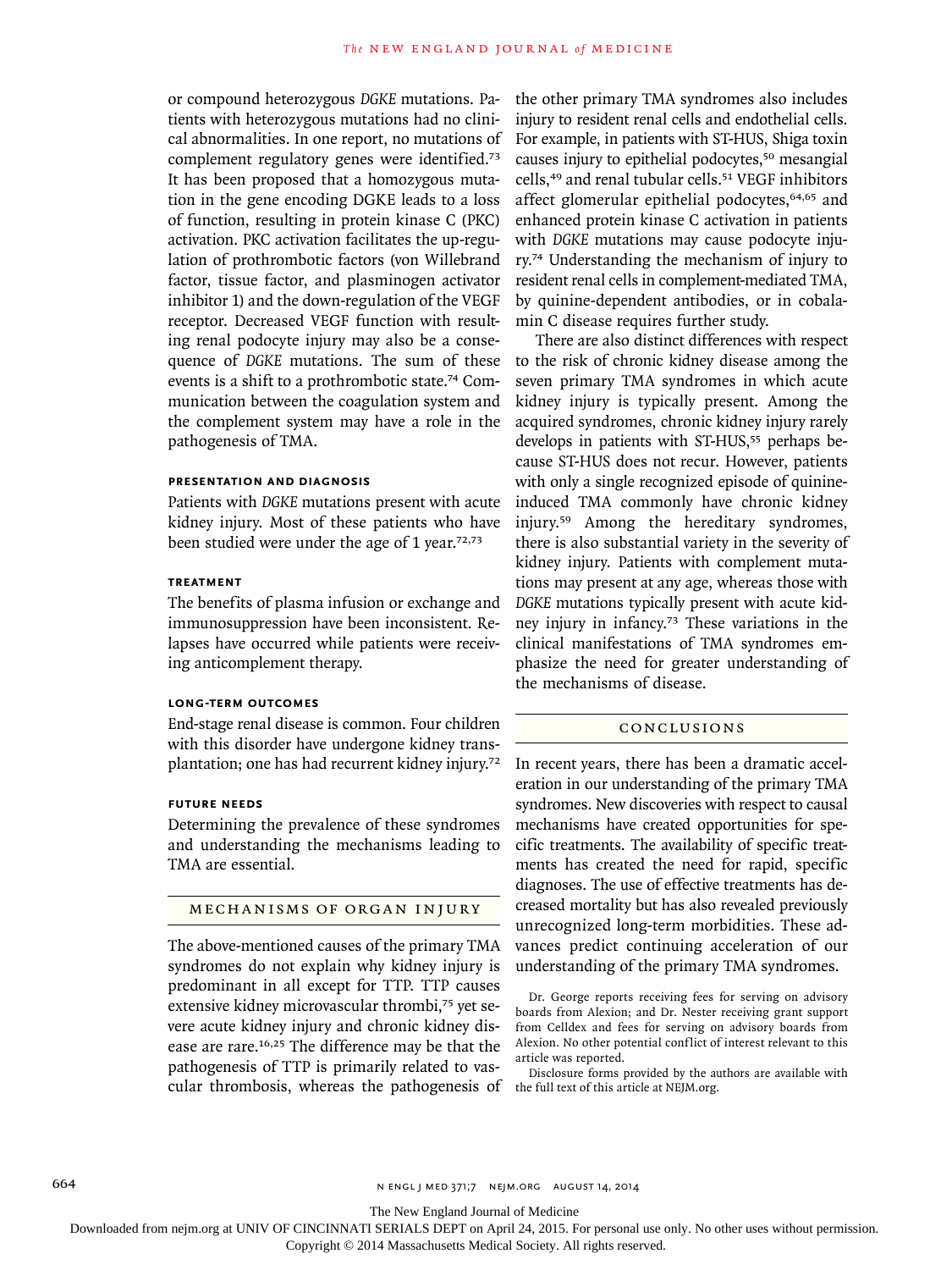or compound heterozygous *DGKE* mutations. Patients with heterozygous mutations had no clinical abnormalities. In one report, no mutations of complement regulatory genes were identified.[73] It has been proposed that a homozygous mutation in the gene encoding DGKE leads to a loss of function, resulting in protein kinase C (PKC) activation. PKC activation facilitates the up-regulation of prothrombotic factors (von Willebrand factor, tissue factor, and plasminogen activator inhibitor 1) and the down-regulation of the VEGF receptor. Decreased VEGF function with resulting renal podocyte injury may also be a consequence of *DGKE* mutations. The sum of these events is a shift to a prothrombotic state.[74] Communication between the coagulation system and the complement system may have a role in the pathogenesis of TMA.

#### PRESENTATION AND DIAGNOSIS

Patients with *DGKE* mutations present with acute kidney injury. Most of these patients who have been studied were under the age of 1 year.[72,73]

#### TREATMENT

The benefits of plasma infusion or exchange and immunosuppression have been inconsistent. Relapses have occurred while patients were receiving anticomplement therapy.

#### LONG-TERM OUTCOMES

End-stage renal disease is common. Four children with this disorder have undergone kidney transplantation; one has had recurrent kidney injury.[72]

#### FUTURE NEEDS

Determining the prevalence of these syndromes and understanding the mechanisms leading to TMA are essential.

## MECHANISMS OF ORGAN INJURY

The above-mentioned causes of the primary TMA syndromes do not explain why kidney injury is predominant in all except for TTP. TTP causes extensive kidney microvascular thrombi,[75] yet severe acute kidney injury and chronic kidney disease are rare.[16,25] The difference may be that the pathogenesis of TTP is primarily related to vascular thrombosis, whereas the pathogenesis of the other primary TMA syndromes also includes injury to resident renal cells and endothelial cells. For example, in patients with ST-HUS, Shiga toxin causes injury to epithelial podocytes,[50] mesangial cells,[49] and renal tubular cells.[51] VEGF inhibitors affect glomerular epithelial podocytes,[64,65] and enhanced protein kinase C activation in patients with *DGKE* mutations may cause podocyte injury.[74] Understanding the mechanism of injury to resident renal cells in complement-mediated TMA, by quinine-dependent antibodies, or in cobalamin C disease requires further study.

There are also distinct differences with respect to the risk of chronic kidney disease among the seven primary TMA syndromes in which acute kidney injury is typically present. Among the acquired syndromes, chronic kidney injury rarely develops in patients with ST-HUS,[55] perhaps because ST-HUS does not recur. However, patients with only a single recognized episode of quinine-induced TMA commonly have chronic kidney injury.[59] Among the hereditary syndromes, there is also substantial variety in the severity of kidney injury. Patients with complement mutations may present at any age, whereas those with *DGKE* mutations typically present with acute kidney injury in infancy.[73] These variations in the clinical manifestations of TMA syndromes emphasize the need for greater understanding of the mechanisms of disease.

## CONCLUSIONS

In recent years, there has been a dramatic acceleration in our understanding of the primary TMA syndromes. New discoveries with respect to causal mechanisms have created opportunities for specific treatments. The availability of specific treatments has created the need for rapid, specific diagnoses. The use of effective treatments has decreased mortality but has also revealed previously unrecognized long-term morbidities. These advances predict continuing acceleration of our understanding of the primary TMA syndromes.

Dr. George reports receiving fees for serving on advisory boards from Alexion; and Dr. Nester receiving grant support from Celldex and fees for serving on advisory boards from Alexion. No other potential conflict of interest relevant to this article was reported.

Disclosure forms provided by the authors are available with the full text of this article at NEJM.org.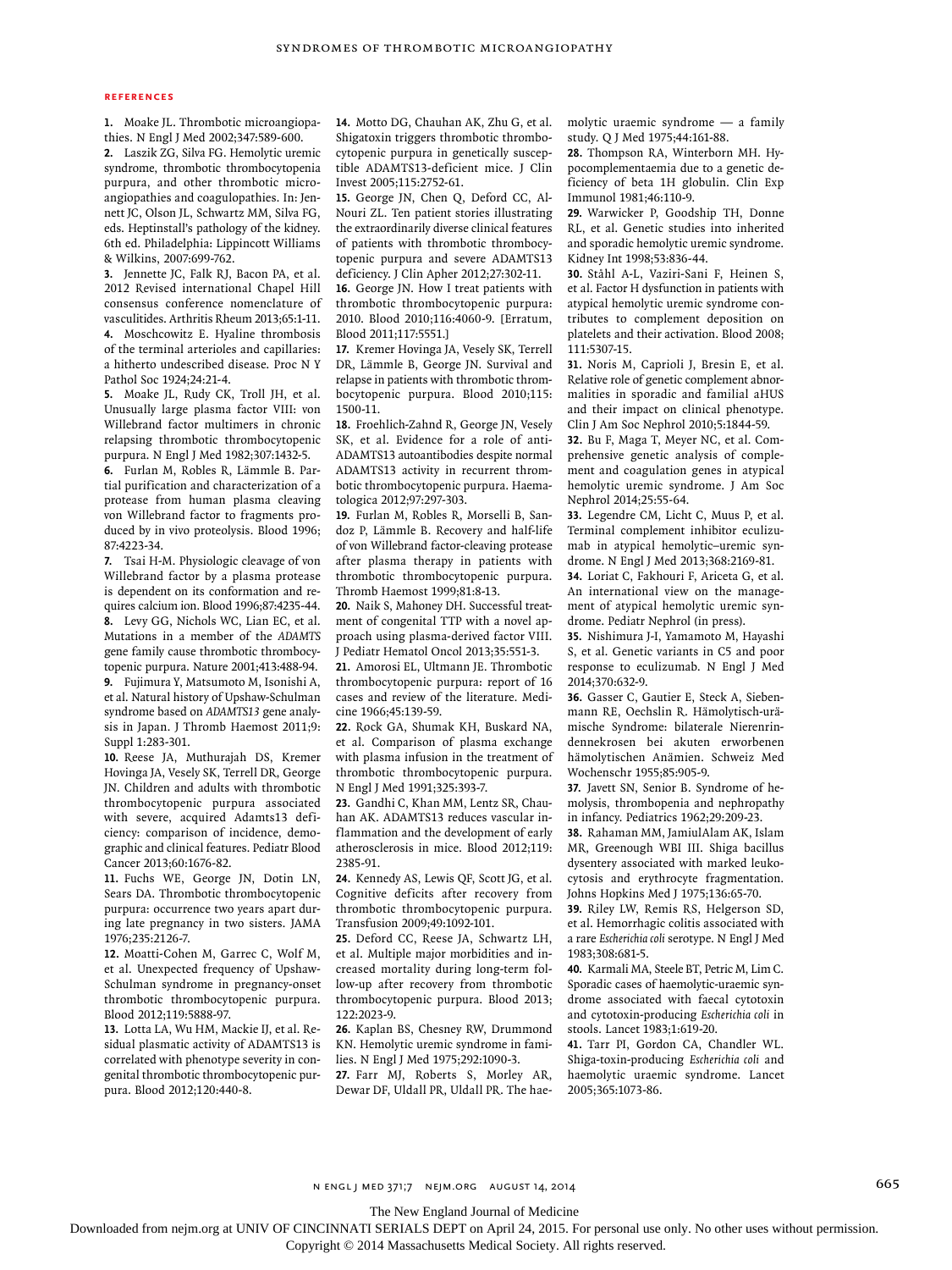## REFERENCES

1. Moake JL. Thrombotic microangiopathies. N Engl J Med 2002;347:589-600.
2. Laszik ZG, Silva FG. Hemolytic uremic syndrome, thrombotic thrombocytopenia purpura, and other thrombotic microangiopathies and coagulopathies. In: Jennett JC, Olson JL, Schwartz MM, Silva FG, eds. Heptinstall's pathology of the kidney. 6th ed. Philadelphia: Lippincott Williams & Wilkins, 2007:699-762.
3. Jennette JC, Falk RJ, Bacon PA, et al. 2012 Revised international Chapel Hill consensus conference nomenclature of vasculitides. Arthritis Rheum 2013;65:1-11.
4. Moschcowitz E. Hyaline thrombosis of the terminal arterioles and capillaries: a hitherto undescribed disease. Proc N Y Pathol Soc 1924;24:21-4.
5. Moake JL, Rudy CK, Troll JH, et al. Unusually large plasma factor VIII: von Willebrand factor multimers in chronic relapsing thrombotic thrombocytopenic purpura. N Engl J Med 1982;307:1432-5.
6. Furlan M, Robles R, Lämmle B. Partial purification and characterization of a protease from human plasma cleaving von Willebrand factor to fragments produced by in vivo proteolysis. Blood 1996; 87:4223-34.
7. Tsai H-M. Physiologic cleavage of von Willebrand factor by a plasma protease is dependent on its conformation and requires calcium ion. Blood 1996;87:4235-44.
8. Levy GG, Nichols WC, Lian EC, et al. Mutations in a member of the *ADAMTS* gene family cause thrombotic thrombocytopenic purpura. Nature 2001;413:488-94.
9. Fujimura Y, Matsumoto M, Isonishi A, et al. Natural history of Upshaw-Schulman syndrome based on *ADAMTS13* gene analysis in Japan. J Thromb Haemost 2011;9: Suppl 1:283-301.
10. Reese JA, Muthurajah DS, Kremer Hovinga JA, Vesely SK, Terrell DR, George JN. Children and adults with thrombotic thrombocytopenic purpura associated with severe, acquired Adamts13 deficiency: comparison of incidence, demographic and clinical features. Pediatr Blood Cancer 2013;60:1676-82.
11. Fuchs WE, George JN, Dotin LN, Sears DA. Thrombotic thrombocytopenic purpura: occurrence two years apart during late pregnancy in two sisters. JAMA 1976;235:2126-7.
12. Moatti-Cohen M, Garrec C, Wolf M, et al. Unexpected frequency of Upshaw-Schulman syndrome in pregnancy-onset thrombotic thrombocytopenic purpura. Blood 2012;119:5888-97.
13. Lotta LA, Wu HM, Mackie IJ, et al. Residual plasmatic activity of ADAMTS13 is correlated with phenotype severity in congenital thrombotic thrombocytopenic purpura. Blood 2012;120:440-8.
14. Motto DG, Chauhan AK, Zhu G, et al. Shigatoxin triggers thrombotic thrombocytopenic purpura in genetically susceptible ADAMTS13-deficient mice. J Clin Invest 2005;115:2752-61.
15. George JN, Chen Q, Deford CC, Al-Nouri ZL. Ten patient stories illustrating the extraordinarily diverse clinical features of patients with thrombotic thrombocytopenic purpura and severe ADAMTS13 deficiency. J Clin Apher 2012;27:302-11.
16. George JN. How I treat patients with thrombotic thrombocytopenic purpura: 2010. Blood 2010;116:4060-9. [Erratum, Blood 2011;117:5551.]
17. Kremer Hovinga JA, Vesely SK, Terrell DR, Lämmle B, George JN. Survival and relapse in patients with thrombotic thrombocytopenic purpura. Blood 2010;115: 1500-11.
18. Froehlich-Zahnd R, George JN, Vesely SK, et al. Evidence for a role of anti-ADAMTS13 autoantibodies despite normal ADAMTS13 activity in recurrent thrombotic thrombocytopenic purpura. Haematologica 2012;97:297-303.
19. Furlan M, Robles R, Morselli B, Sandoz P, Lämmle B. Recovery and half-life of von Willebrand factor-cleaving protease after plasma therapy in patients with thrombotic thrombocytopenic purpura. Thromb Haemost 1999;81:8-13.
20. Naik S, Mahoney DH. Successful treatment of congenital TTP with a novel approach using plasma-derived factor VIII. J Pediatr Hematol Oncol 2013;35:551-3.
21. Amorosi EL, Ultmann JE. Thrombotic thrombocytopenic purpura: report of 16 cases and review of the literature. Medicine 1966;45:139-59.
22. Rock GA, Shumak KH, Buskard NA, et al. Comparison of plasma exchange with plasma infusion in the treatment of thrombotic thrombocytopenic purpura. N Engl J Med 1991;325:393-7.
23. Gandhi C, Khan MM, Lentz SR, Chauhan AK. ADAMTS13 reduces vascular inflammation and the development of early atherosclerosis in mice. Blood 2012;119: 2385-91.
24. Kennedy AS, Lewis QF, Scott JG, et al. Cognitive deficits after recovery from thrombotic thrombocytopenic purpura. Transfusion 2009;49:1092-101.
25. Deford CC, Reese JA, Schwartz LH, et al. Multiple major morbidities and increased mortality during long-term follow-up after recovery from thrombotic thrombocytopenic purpura. Blood 2013; 122:2023-9.
26. Kaplan BS, Chesney RW, Drummond KN. Hemolytic uremic syndrome in families. N Engl J Med 1975;292:1090-3.
27. Farr MJ, Roberts S, Morley AR, Dewar DF, Uldall PR, Uldall PR. The haemolytic uraemic syndrome — a family study. Q J Med 1975;44:161-88.
28. Thompson RA, Winterborn MH. Hypocomplementaemia due to a genetic deficiency of beta 1H globulin. Clin Exp Immunol 1981;46:110-9.
29. Warwicker P, Goodship TH, Donne RL, et al. Genetic studies into inherited and sporadic hemolytic uremic syndrome. Kidney Int 1998;53:836-44.
30. Ståhl A-L, Vaziri-Sani F, Heinen S, et al. Factor H dysfunction in patients with atypical hemolytic uremic syndrome contributes to complement deposition on platelets and their activation. Blood 2008; 111:5307-15.
31. Noris M, Caprioli J, Bresin E, et al. Relative role of genetic complement abnormalities in sporadic and familial aHUS and their impact on clinical phenotype. Clin J Am Soc Nephrol 2010;5:1844-59.
32. Bu F, Maga T, Meyer NC, et al. Comprehensive genetic analysis of complement and coagulation genes in atypical hemolytic uremic syndrome. J Am Soc Nephrol 2014;25:55-64.
33. Legendre CM, Licht C, Muus P, et al. Terminal complement inhibitor eculizumab in atypical hemolytic–uremic syndrome. N Engl J Med 2013;368:2169-81.
34. Loriat C, Fakhouri F, Ariceta G, et al. An international view on the management of atypical hemolytic uremic syndrome. Pediatr Nephrol (in press).
35. Nishimura J-I, Yamamoto M, Hayashi S, et al. Genetic variants in C5 and poor response to eculizumab. N Engl J Med 2014;370:632-9.
36. Gasser C, Gautier E, Steck A, Siebenmann RE, Oechslin R. Hämolytisch-urämische Syndrome: bilaterale Nierenrindennekrosen bei akuten erworbenen hämolytischen Anämien. Schweiz Med Wochenschr 1955;85:905-9.
37. Javett SN, Senior B. Syndrome of hemolysis, thrombopenia and nephropathy in infancy. Pediatrics 1962;29:209-23.
38. Rahaman MM, JamiulAlam AK, Islam MR, Greenough WBI III. Shiga bacillus dysentery associated with marked leukocytosis and erythrocyte fragmentation. Johns Hopkins Med J 1975;136:65-70.
39. Riley LW, Remis RS, Helgerson SD, et al. Hemorrhagic colitis associated with a rare *Escherichia coli* serotype. N Engl J Med 1983;308:681-5.
40. Karmali MA, Steele BT, Petric M, Lim C. Sporadic cases of haemolytic-uraemic syndrome associated with faecal cytotoxin and cytotoxin-producing *Escherichia coli* in stools. Lancet 1983;1:619-20.
41. Tarr PI, Gordon CA, Chandler WL. Shiga-toxin-producing *Escherichia coli* and haemolytic uraemic syndrome. Lancet 2005;365:1073-86.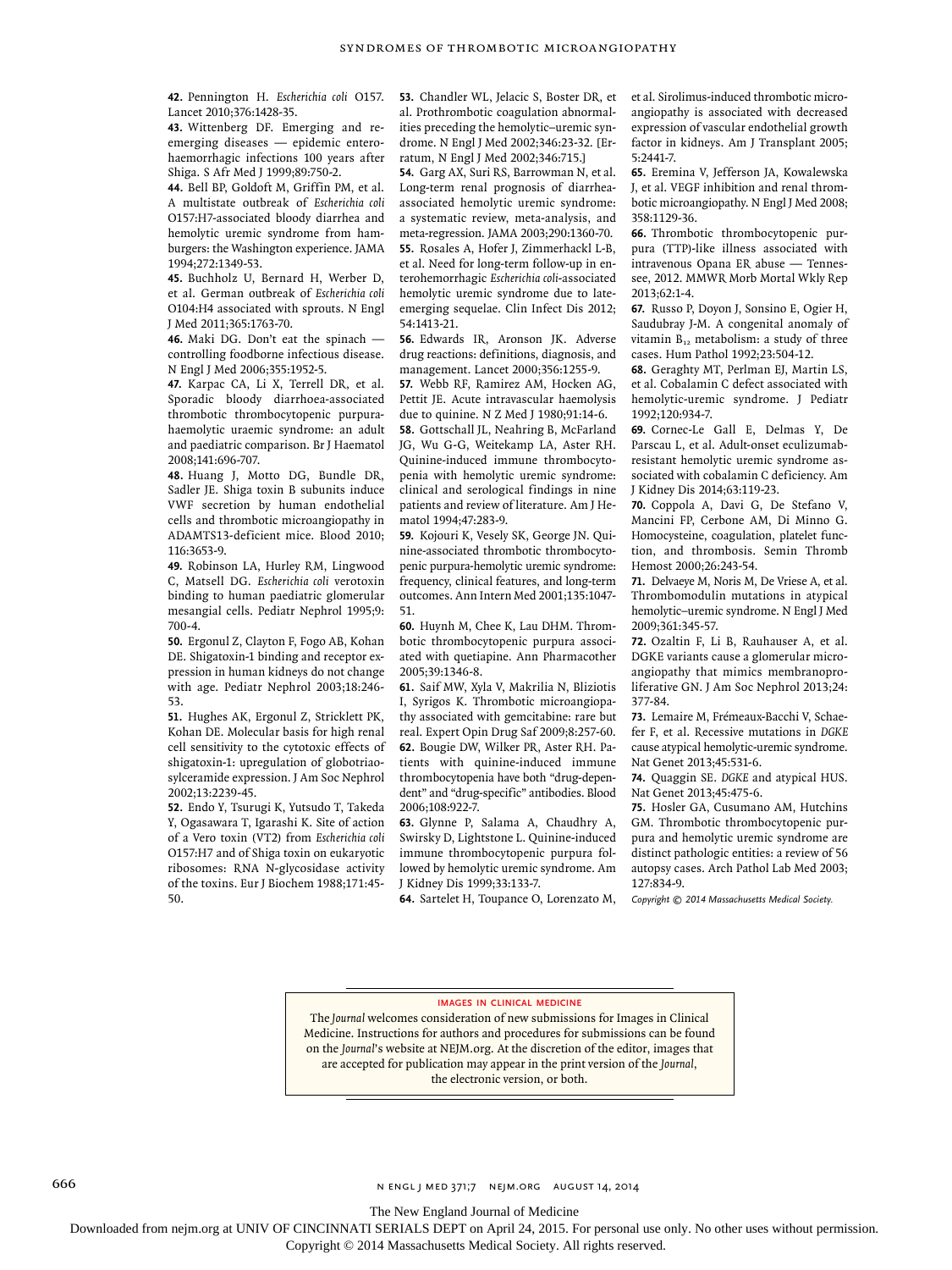**42.** Pennington H. *Escherichia coli* O157. Lancet 2010;376:1428-35.

**43.** Wittenberg DF. Emerging and re-emerging diseases — epidemic enterohaemorrhagic infections 100 years after Shiga. S Afr Med J 1999;89:750-2.

**44.** Bell BP, Goldoft M, Griffin PM, et al. A multistate outbreak of *Escherichia coli* O157:H7-associated bloody diarrhea and hemolytic uremic syndrome from hamburgers: the Washington experience. JAMA 1994;272:1349-53.

**45.** Buchholz U, Bernard H, Werber D, et al. German outbreak of *Escherichia coli* O104:H4 associated with sprouts. N Engl J Med 2011;365:1763-70.

**46.** Maki DG. Don't eat the spinach — controlling foodborne infectious disease. N Engl J Med 2006;355:1952-5.

**47.** Karpac CA, Li X, Terrell DR, et al. Sporadic bloody diarrhoea-associated thrombotic thrombocytopenic purpura-haemolytic uraemic syndrome: an adult and paediatric comparison. Br J Haematol 2008;141:696-707.

**48.** Huang J, Motto DG, Bundle DR, Sadler JE. Shiga toxin B subunits induce VWF secretion by human endothelial cells and thrombotic microangiopathy in ADAMTS13-deficient mice. Blood 2010; 116:3653-9.

**49.** Robinson LA, Hurley RM, Lingwood C, Matsell DG. *Escherichia coli* verotoxin binding to human paediatric glomerular mesangial cells. Pediatr Nephrol 1995;9: 700-4.

**50.** Ergonul Z, Clayton F, Fogo AB, Kohan DE. Shigatoxin-1 binding and receptor expression in human kidneys do not change with age. Pediatr Nephrol 2003;18:246-53.

**51.** Hughes AK, Ergonul Z, Stricklett PK, Kohan DE. Molecular basis for high renal cell sensitivity to the cytotoxic effects of shigatoxin-1: upregulation of globotriaosylceramide expression. J Am Soc Nephrol 2002;13:2239-45.

**52.** Endo Y, Tsurugi K, Yutsudo T, Takeda Y, Ogasawara T, Igarashi K. Site of action of a Vero toxin (VT2) from *Escherichia coli* O157:H7 and of Shiga toxin on eukaryotic ribosomes: RNA N-glycosidase activity of the toxins. Eur J Biochem 1988;171:45-50.

**53.** Chandler WL, Jelacic S, Boster DR, et al. Prothrombotic coagulation abnormalities preceding the hemolytic–uremic syndrome. N Engl J Med 2002;346:23-32. [Erratum, N Engl J Med 2002;346:715.]

**54.** Garg AX, Suri RS, Barrowman N, et al. Long-term renal prognosis of diarrhea-associated hemolytic uremic syndrome: a systematic review, meta-analysis, and meta-regression. JAMA 2003;290:1360-70.

**55.** Rosales A, Hofer J, Zimmerhackl L-B, et al. Need for long-term follow-up in enterohemorrhagic *Escherichia coli*-associated hemolytic uremic syndrome due to late-emerging sequelae. Clin Infect Dis 2012; 54:1413-21.

**56.** Edwards IR, Aronson JK. Adverse drug reactions: definitions, diagnosis, and management. Lancet 2000;356:1255-9.

**57.** Webb RF, Ramirez AM, Hocken AG, Pettit JE. Acute intravascular haemolysis due to quinine. N Z Med J 1980;91:14-6.

**58.** Gottschall JL, Neahring B, McFarland JG, Wu G-G, Weitekamp LA, Aster RH. Quinine-induced immune thrombocytopenia with hemolytic uremic syndrome: clinical and serological findings in nine patients and review of literature. Am J Hematol 1994;47:283-9.

**59.** Kojouri K, Vesely SK, George JN. Quinine-associated thrombotic thrombocytopenic purpura-hemolytic uremic syndrome: frequency, clinical features, and long-term outcomes. Ann Intern Med 2001;135:1047-51.

**60.** Huynh M, Chee K, Lau DHM. Thrombotic thrombocytopenic purpura associated with quetiapine. Ann Pharmacother 2005;39:1346-8.

**61.** Saif MW, Xyla V, Makrilia N, Bliziotis I, Syrigos K. Thrombotic microangiopathy associated with gemcitabine: rare but real. Expert Opin Drug Saf 2009;8:257-60.

**62.** Bougie DW, Wilker PR, Aster RH. Patients with quinine-induced immune thrombocytopenia have both "drug-dependent" and "drug-specific" antibodies. Blood 2006;108:922-7.

**63.** Glynne P, Salama A, Chaudhry A, Swirsky D, Lightstone L. Quinine-induced immune thrombocytopenic purpura followed by hemolytic uremic syndrome. Am J Kidney Dis 1999;33:133-7.

**64.** Sartelet H, Toupance O, Lorenzato M, et al. Sirolimus-induced thrombotic microangiopathy is associated with decreased expression of vascular endothelial growth factor in kidneys. Am J Transplant 2005; 5:2441-7.

**65.** Eremina V, Jefferson JA, Kowalewska J, et al. VEGF inhibition and renal thrombotic microangiopathy. N Engl J Med 2008; 358:1129-36.

**66.** Thrombotic thrombocytopenic purpura (TTP)-like illness associated with intravenous Opana ER abuse — Tennessee, 2012. MMWR Morb Mortal Wkly Rep 2013;62:1-4.

**67.** Russo P, Doyon J, Sonsino E, Ogier H, Saudubray J-M. A congenital anomaly of vitamin $B_{12}$ metabolism: a study of three cases. Hum Pathol 1992;23:504-12.

**68.** Geraghty MT, Perlman EJ, Martin LS, et al. Cobalamin C defect associated with hemolytic-uremic syndrome. J Pediatr 1992;120:934-7.

**69.** Cornec-Le Gall E, Delmas Y, De Parscau L, et al. Adult-onset eculizumab-resistant hemolytic uremic syndrome associated with cobalamin C deficiency. Am J Kidney Dis 2014;63:119-23.

**70.** Coppola A, Davi G, De Stefano V, Mancini FP, Cerbone AM, Di Minno G. Homocysteine, coagulation, platelet function, and thrombosis. Semin Thromb Hemost 2000;26:243-54.

**71.** Delvaeye M, Noris M, De Vriese A, et al. Thrombomodulin mutations in atypical hemolytic–uremic syndrome. N Engl J Med 2009;361:345-57.

**72.** Ozaltin F, Li B, Rauhauser A, et al. DGKE variants cause a glomerular microangiopathy that mimics membranoproliferative GN. J Am Soc Nephrol 2013;24: 377-84.

**73.** Lemaire M, Frémeaux-Bacchi V, Schaefer F, et al. Recessive mutations in *DGKE* cause atypical hemolytic-uremic syndrome. Nat Genet 2013;45:531-6.

**74.** Quaggin SE. *DGKE* and atypical HUS. Nat Genet 2013;45:475-6.

**75.** Hosler GA, Cusumano AM, Hutchins GM. Thrombotic thrombocytopenic purpura and hemolytic uremic syndrome are distinct pathologic entities: a review of 56 autopsy cases. Arch Pathol Lab Med 2003; 127:834-9.

*Copyright © 2014 Massachusetts Medical Society.*

---

**IMAGES IN CLINICAL MEDICINE**

The *Journal* welcomes consideration of new submissions for Images in Clinical Medicine. Instructions for authors and procedures for submissions can be found on the *Journal*'s website at NEJM.org. At the discretion of the editor, images that are accepted for publication may appear in the print version of the *Journal*, the electronic version, or both.